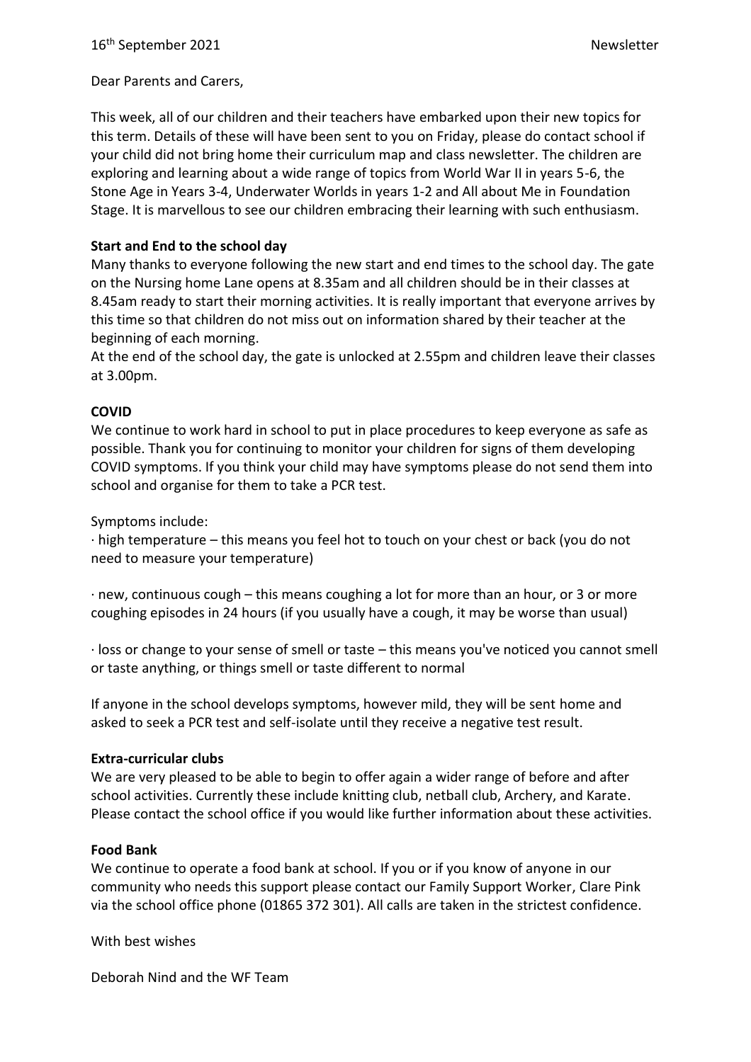16th September 2021 Newsletter

Dear Parents and Carers,

This week, all of our children and their teachers have embarked upon their new topics for this term. Details of these will have been sent to you on Friday, please do contact school if your child did not bring home their curriculum map and class newsletter. The children are exploring and learning about a wide range of topics from World War II in years 5-6, the Stone Age in Years 3-4, Underwater Worlds in years 1-2 and All about Me in Foundation Stage. It is marvellous to see our children embracing their learning with such enthusiasm.

**Start and End to the school day**

Many thanks to everyone following the new start and end times to the school day. The gate on the Nursing home Lane opens at 8.35am and all children should be in their classes at 8.45am ready to start their morning activities. It is really important that everyone arrives by this time so that children do not miss out on information shared by their teacher at the beginning of each morning.

At the end of the school day, the gate is unlocked at 2.55pm and children leave their classes at 3.00pm.

**COVID**

We continue to work hard in school to put in place procedures to keep everyone as safe as possible. Thank you for continuing to monitor your children for signs of them developing COVID symptoms. If you think your child may have symptoms please do not send them into school and organise for them to take a PCR test.

Symptoms include:

· high temperature – this means you feel hot to touch on your chest or back (you do not need to measure your temperature)

· new, continuous cough – this means coughing a lot for more than an hour, or 3 or more coughing episodes in 24 hours (if you usually have a cough, it may be worse than usual)

· loss or change to your sense of smell or taste – this means you've noticed you cannot smell or taste anything, or things smell or taste different to normal

If anyone in the school develops symptoms, however mild, they will be sent home and asked to seek a PCR test and self-isolate until they receive a negative test result.

**Extra-curricular clubs**

We are very pleased to be able to begin to offer again a wider range of before and after school activities. Currently these include knitting club, netball club, Archery, and Karate. Please contact the school office if you would like further information about these activities.

**Food Bank**

We continue to operate a food bank at school. If you or if you know of anyone in our community who needs this support please contact our Family Support Worker, Clare Pink via the school office phone (01865 372 301). All calls are taken in the strictest confidence.

With best wishes

Deborah Nind and the WF Team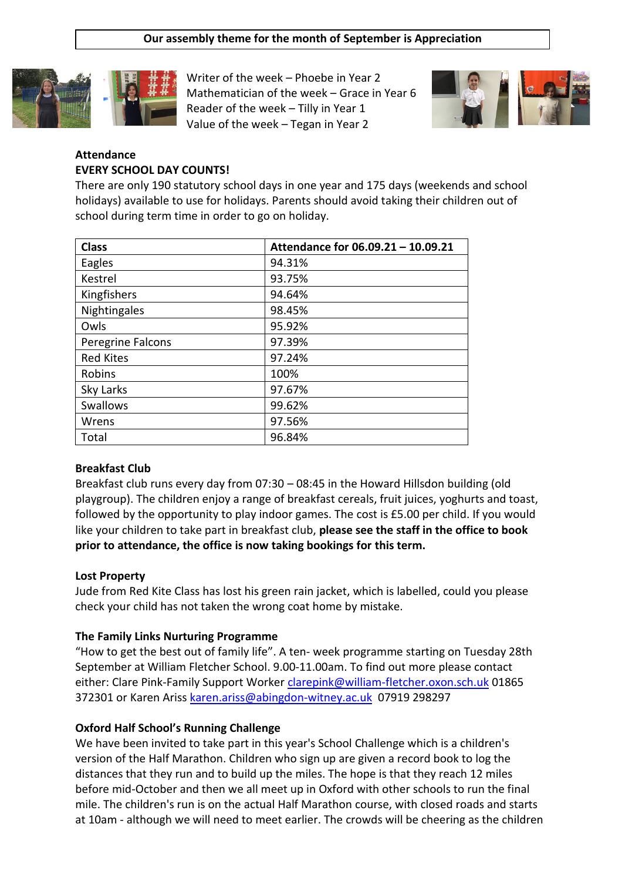**Our assembly theme for the month of September is Appreciation**

Writer of the week – Phoebe in Year 2
Mathematician of the week – Grace in Year 6
Reader of the week – Tilly in Year 1
Value of the week – Tegan in Year 2

**Attendance**

**EVERY SCHOOL DAY COUNTS!**

There are only 190 statutory school days in one year and 175 days (weekends and school holidays) available to use for holidays. Parents should avoid taking their children out of school during term time in order to go on holiday.

| Class | Attendance for 06.09.21 – 10.09.21 |
|---|---|
| Eagles | 94.31% |
| Kestrel | 93.75% |
| Kingfishers | 94.64% |
| Nightingales | 98.45% |
| Owls | 95.92% |
| Peregrine Falcons | 97.39% |
| Red Kites | 97.24% |
| Robins | 100% |
| Sky Larks | 97.67% |
| Swallows | 99.62% |
| Wrens | 97.56% |
| Total | 96.84% |

**Breakfast Club**

Breakfast club runs every day from 07:30 – 08:45 in the Howard Hillsdon building (old playgroup). The children enjoy a range of breakfast cereals, fruit juices, yoghurts and toast, followed by the opportunity to play indoor games. The cost is £5.00 per child. If you would like your children to take part in breakfast club, **please see the staff in the office to book prior to attendance, the office is now taking bookings for this term.**

**Lost Property**

Jude from Red Kite Class has lost his green rain jacket, which is labelled, could you please check your child has not taken the wrong coat home by mistake.

**The Family Links Nurturing Programme**

"How to get the best out of family life". A ten- week programme starting on Tuesday 28th September at William Fletcher School. 9.00-11.00am. To find out more please contact either: Clare Pink-Family Support Worker clarepink@william-fletcher.oxon.sch.uk 01865 372301 or Karen Ariss karen.ariss@abingdon-witney.ac.uk 07919 298297

**Oxford Half School's Running Challenge**

We have been invited to take part in this year's School Challenge which is a children's version of the Half Marathon. Children who sign up are given a record book to log the distances that they run and to build up the miles. The hope is that they reach 12 miles before mid-October and then we all meet up in Oxford with other schools to run the final mile. The children's run is on the actual Half Marathon course, with closed roads and starts at 10am - although we will need to meet earlier. The crowds will be cheering as the children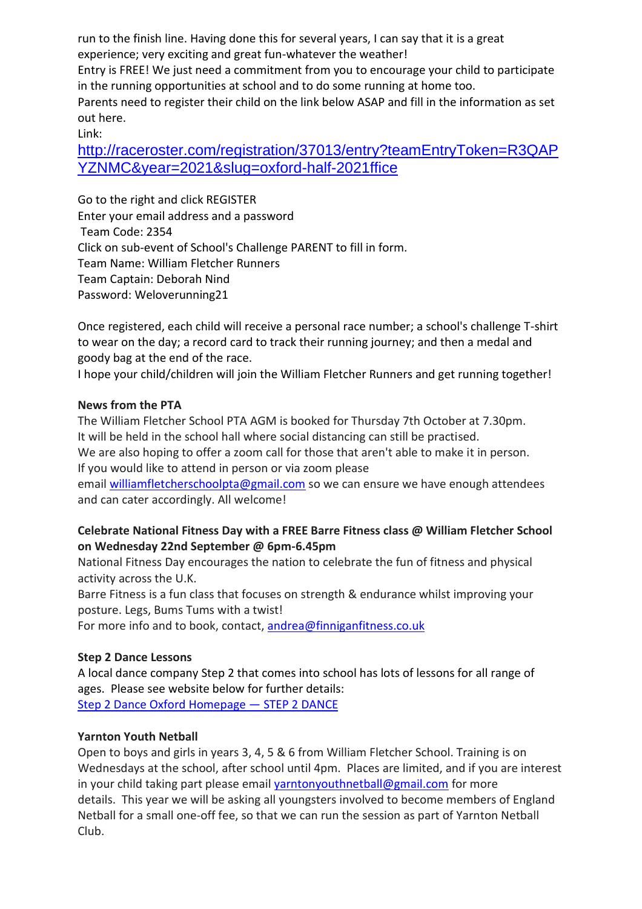run to the finish line. Having done this for several years, I can say that it is a great experience; very exciting and great fun-whatever the weather!
Entry is FREE! We just need a commitment from you to encourage your child to participate in the running opportunities at school and to do some running at home too.
Parents need to register their child on the link below ASAP and fill in the information as set out here.
Link:
[http://raceroster.com/registration/37013/entry?teamEntryToken=R3QAPYZNMC&year=2021&slug=oxford-half-2021ffice](http://raceroster.com/registration/37013/entry?teamEntryToken=R3QAPYZNMC&year=2021&slug=oxford-half-2021ffice)

Go to the right and click REGISTER
Enter your email address and a password
Team Code: 2354
Click on sub-event of School's Challenge PARENT to fill in form.
Team Name: William Fletcher Runners
Team Captain: Deborah Nind
Password: Weloverunning21

Once registered, each child will receive a personal race number; a school's challenge T-shirt to wear on the day; a record card to track their running journey; and then a medal and goody bag at the end of the race.
I hope your child/children will join the William Fletcher Runners and get running together!

**News from the PTA**

The William Fletcher School PTA AGM is booked for Thursday 7th October at 7.30pm.
It will be held in the school hall where social distancing can still be practised.
We are also hoping to offer a zoom call for those that aren't able to make it in person.
If you would like to attend in person or via zoom please email [williamfletcherschoolpta@gmail.com](mailto:williamfletcherschoolpta@gmail.com) so we can ensure we have enough attendees and can cater accordingly. All welcome!

**Celebrate National Fitness Day with a FREE Barre Fitness class @ William Fletcher School on Wednesday 22nd September @ 6pm-6.45pm**

National Fitness Day encourages the nation to celebrate the fun of fitness and physical activity across the U.K.
Barre Fitness is a fun class that focuses on strength & endurance whilst improving your posture. Legs, Bums Tums with a twist!
For more info and to book, contact, [andrea@finniganfitness.co.uk](mailto:andrea@finniganfitness.co.uk)

**Step 2 Dance Lessons**

A local dance company Step 2 that comes into school has lots of lessons for all range of ages. Please see website below for further details:
[Step 2 Dance Oxford Homepage — STEP 2 DANCE]()

**Yarnton Youth Netball**

Open to boys and girls in years 3, 4, 5 & 6 from William Fletcher School. Training is on Wednesdays at the school, after school until 4pm. Places are limited, and if you are interest in your child taking part please email [yarntonyouthnetball@gmail.com](mailto:yarntonyouthnetball@gmail.com) for more details. This year we will be asking all youngsters involved to become members of England Netball for a small one-off fee, so that we can run the session as part of Yarnton Netball Club.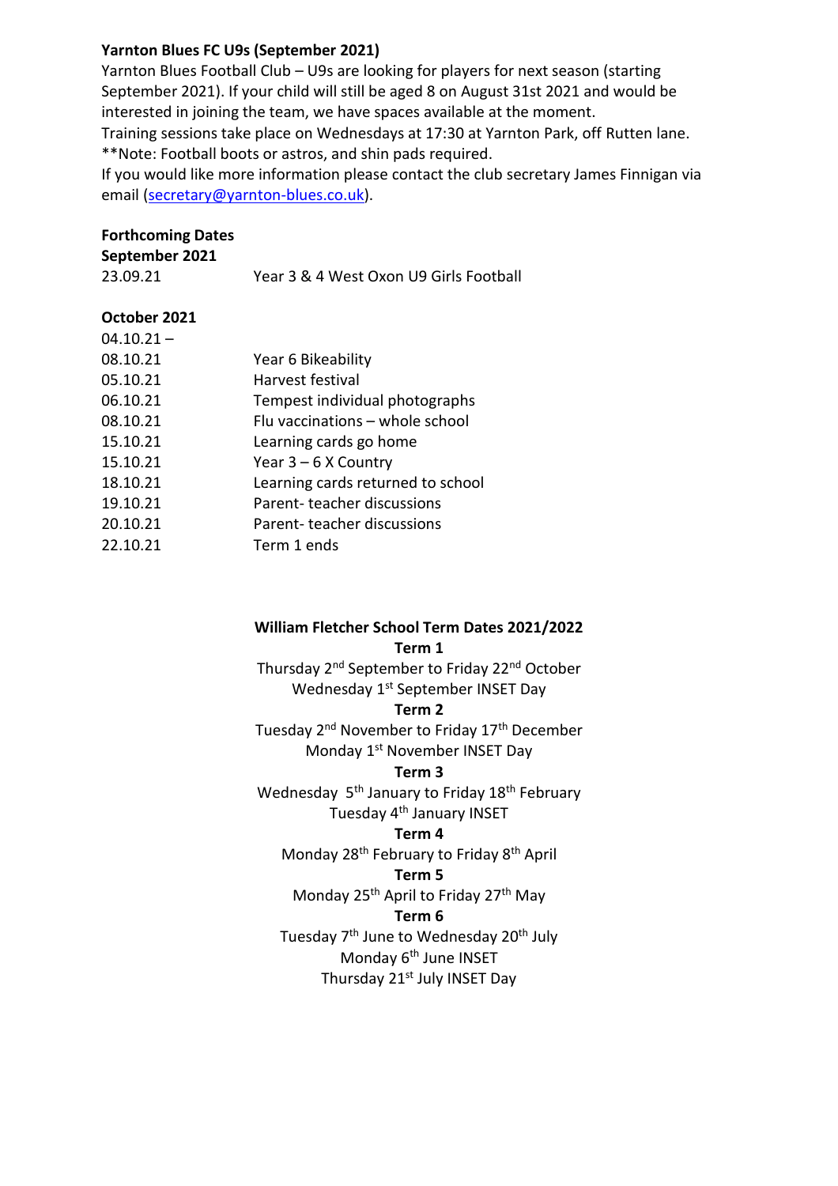**Yarnton Blues FC U9s (September 2021)**

Yarnton Blues Football Club – U9s are looking for players for next season (starting September 2021). If your child will still be aged 8 on August 31st 2021 and would be interested in joining the team, we have spaces available at the moment.
Training sessions take place on Wednesdays at 17:30 at Yarnton Park, off Rutten lane.
**Note: Football boots or astros, and shin pads required.
If you would like more information please contact the club secretary James Finnigan via email (secretary@yarnton-blues.co.uk).

**Forthcoming Dates**

**September 2021**

| | |
|---|---|
| 23.09.21 | Year 3 & 4 West Oxon U9 Girls Football |

**October 2021**

| | |
|---|---|
| 04.10.21 – 08.10.21 | Year 6 Bikeability |
| 05.10.21 | Harvest festival |
| 06.10.21 | Tempest individual photographs |
| 08.10.21 | Flu vaccinations – whole school |
| 15.10.21 | Learning cards go home |
| 15.10.21 | Year 3 – 6 X Country |
| 18.10.21 | Learning cards returned to school |
| 19.10.21 | Parent- teacher discussions |
| 20.10.21 | Parent- teacher discussions |
| 22.10.21 | Term 1 ends |

**William Fletcher School Term Dates 2021/2022**

**Term 1**
Thursday 2nd September to Friday 22nd October
Wednesday 1st September INSET Day

**Term 2**
Tuesday 2nd November to Friday 17th December
Monday 1st November INSET Day

**Term 3**
Wednesday 5th January to Friday 18th February
Tuesday 4th January INSET

**Term 4**
Monday 28th February to Friday 8th April

**Term 5**
Monday 25th April to Friday 27th May

**Term 6**
Tuesday 7th June to Wednesday 20th July
Monday 6th June INSET
Thursday 21st July INSET Day